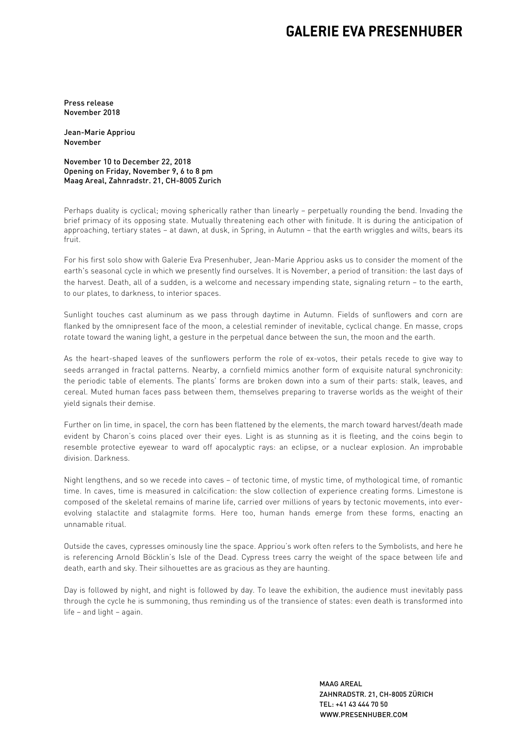# GALERIE EVA PRESENHUBER

Press release
November 2018

Jean-Marie Appriou
November

November 10 to December 22, 2018
Opening on Friday, November 9, 6 to 8 pm
Maag Areal, Zahnradstr. 21, CH-8005 Zurich

Perhaps duality is cyclical; moving spherically rather than linearly – perpetually rounding the bend. Invading the brief primacy of its opposing state. Mutually threatening each other with finitude. It is during the anticipation of approaching, tertiary states – at dawn, at dusk, in Spring, in Autumn – that the earth wriggles and wilts, bears its fruit.

For his first solo show with Galerie Eva Presenhuber, Jean-Marie Appriou asks us to consider the moment of the earth's seasonal cycle in which we presently find ourselves. It is November, a period of transition: the last days of the harvest. Death, all of a sudden, is a welcome and necessary impending state, signaling return – to the earth, to our plates, to darkness, to interior spaces.

Sunlight touches cast aluminum as we pass through daytime in Autumn. Fields of sunflowers and corn are flanked by the omnipresent face of the moon, a celestial reminder of inevitable, cyclical change. En masse, crops rotate toward the waning light, a gesture in the perpetual dance between the sun, the moon and the earth.

As the heart-shaped leaves of the sunflowers perform the role of ex-votos, their petals recede to give way to seeds arranged in fractal patterns. Nearby, a cornfield mimics another form of exquisite natural synchronicity: the periodic table of elements. The plants' forms are broken down into a sum of their parts: stalk, leaves, and cereal. Muted human faces pass between them, themselves preparing to traverse worlds as the weight of their yield signals their demise.

Further on (in time, in space), the corn has been flattened by the elements, the march toward harvest/death made evident by Charon's coins placed over their eyes. Light is as stunning as it is fleeting, and the coins begin to resemble protective eyewear to ward off apocalyptic rays: an eclipse, or a nuclear explosion. An improbable division. Darkness.

Night lengthens, and so we recede into caves – of tectonic time, of mystic time, of mythological time, of romantic time. In caves, time is measured in calcification: the slow collection of experience creating forms. Limestone is composed of the skeletal remains of marine life, carried over millions of years by tectonic movements, into ever-evolving stalactite and stalagmite forms. Here too, human hands emerge from these forms, enacting an unnamable ritual.

Outside the caves, cypresses ominously line the space. Appriou's work often refers to the Symbolists, and here he is referencing Arnold Böcklin's Isle of the Dead. Cypress trees carry the weight of the space between life and death, earth and sky. Their silhouettes are as gracious as they are haunting.

Day is followed by night, and night is followed by day. To leave the exhibition, the audience must inevitably pass through the cycle he is summoning, thus reminding us of the transience of states: even death is transformed into life – and light – again.

MAAG AREAL
ZAHNRADSTR. 21, CH-8005 ZÜRICH
TEL: +41 43 444 70 50
WWW.PRESENHUBER.COM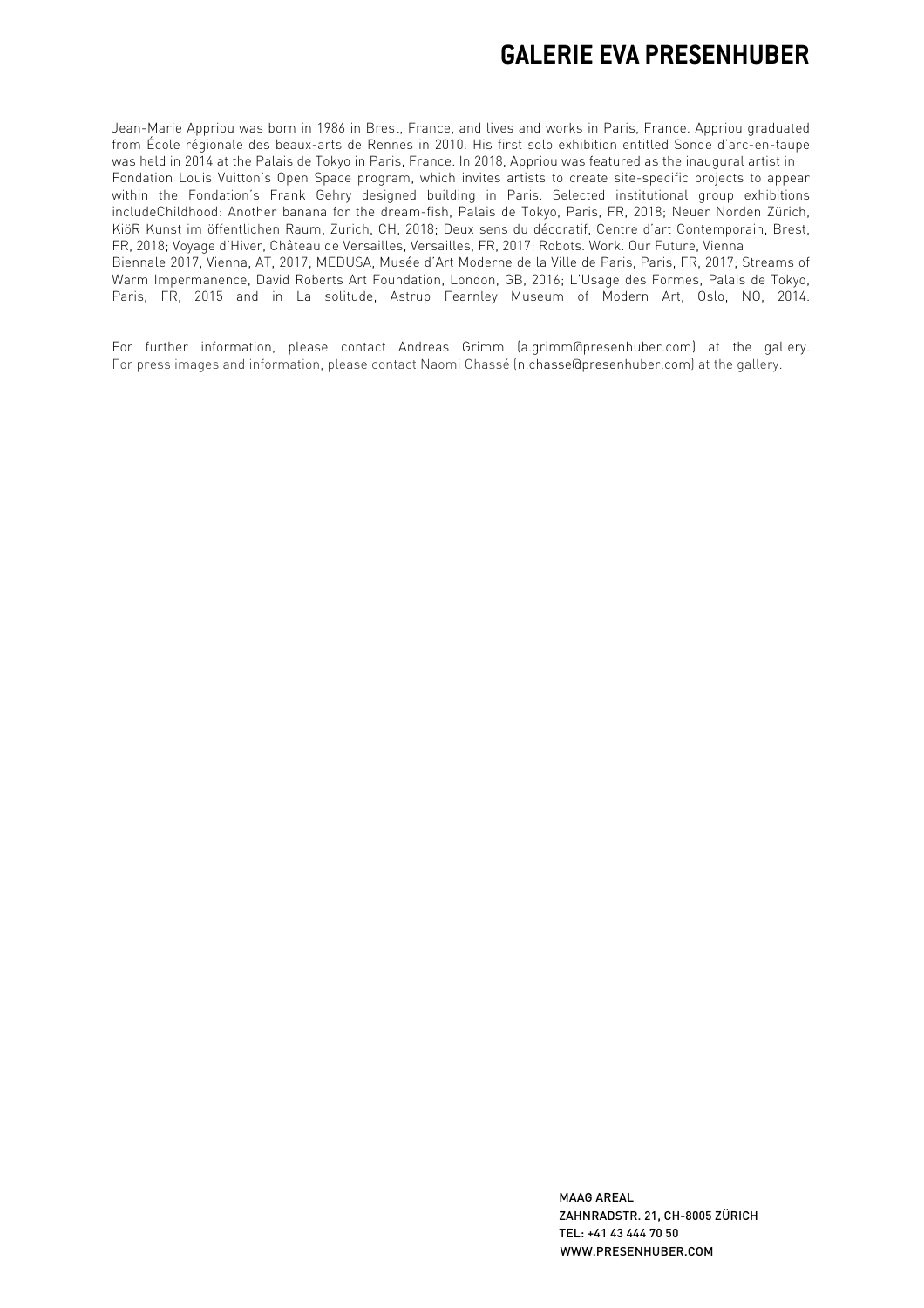Jean-Marie Appriou was born in 1986 in Brest, France, and lives and works in Paris, France. Appriou graduated from École régionale des beaux-arts de Rennes in 2010. His first solo exhibition entitled Sonde d'arc-en-taupe was held in 2014 at the Palais de Tokyo in Paris, France. In 2018, Appriou was featured as the inaugural artist in Fondation Louis Vuitton's Open Space program, which invites artists to create site-specific projects to appear within the Fondation's Frank Gehry designed building in Paris. Selected institutional group exhibitions includeChildhood: Another banana for the dream-fish, Palais de Tokyo, Paris, FR, 2018; Neuer Norden Zürich, KiöR Kunst im öffentlichen Raum, Zurich, CH, 2018; Deux sens du décoratif, Centre d'art Contemporain, Brest, FR, 2018; Voyage d'Hiver, Château de Versailles, Versailles, FR, 2017; Robots. Work. Our Future, Vienna Biennale 2017, Vienna, AT, 2017; MEDUSA, Musée d'Art Moderne de la Ville de Paris, Paris, FR, 2017; Streams of Warm Impermanence, David Roberts Art Foundation, London, GB, 2016; L'Usage des Formes, Palais de Tokyo, Paris, FR, 2015 and in La solitude, Astrup Fearnley Museum of Modern Art, Oslo, NO, 2014.

For further information, please contact Andreas Grimm (a.grimm@presenhuber.com) at the gallery.
For press images and information, please contact Naomi Chassé (n.chasse@presenhuber.com) at the gallery.